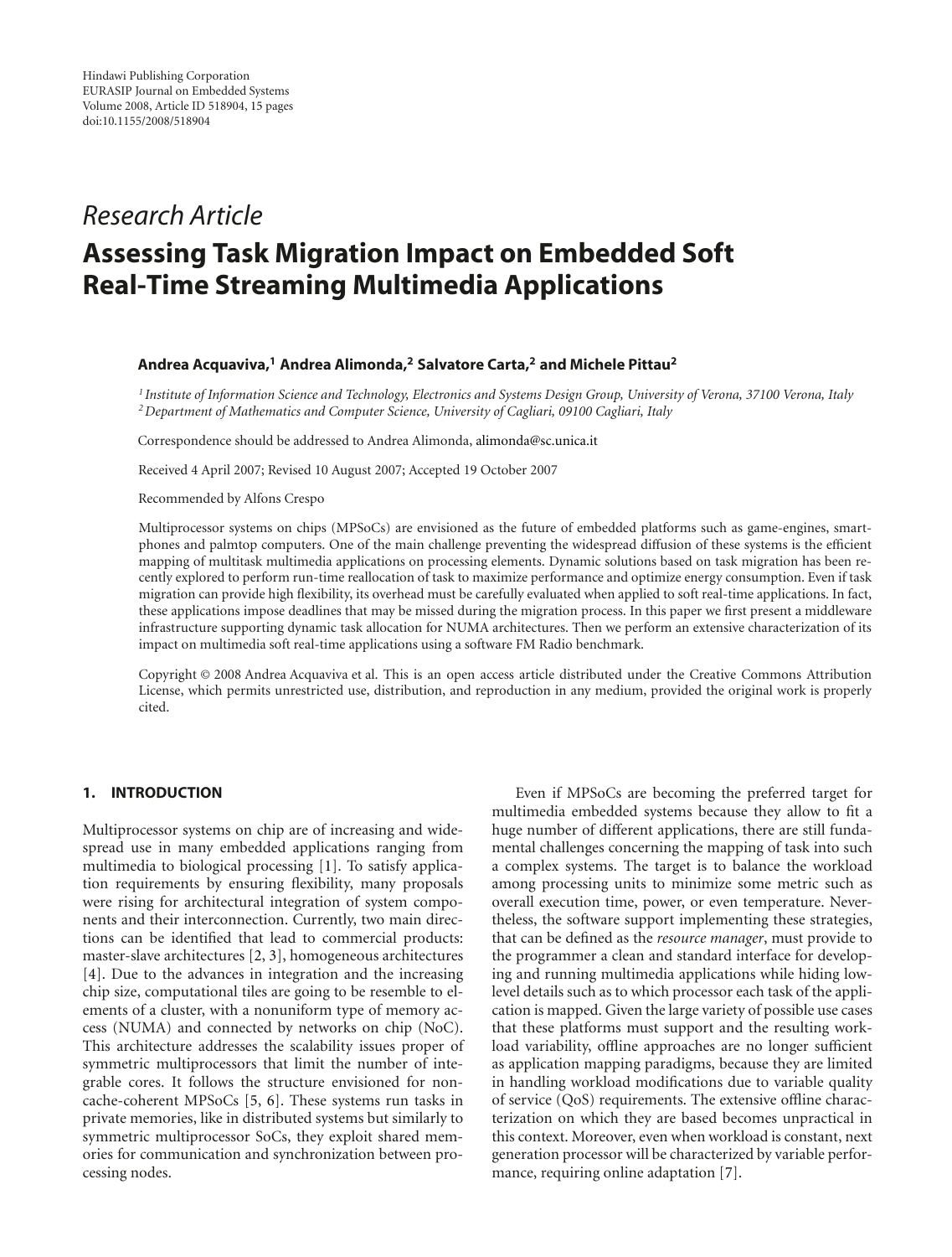Hindawi Publishing Corporation
EURASIP Journal on Embedded Systems
Volume 2008, Article ID 518904, 15 pages
doi:10.1155/2008/518904

*Research Article*

# Assessing Task Migration Impact on Embedded Soft Real-Time Streaming Multimedia Applications

**Andrea Acquaviva,[1] Andrea Alimonda,[2] Salvatore Carta,[2] and Michele Pittau[2]**

[1] *Institute of Information Science and Technology, Electronics and Systems Design Group, University of Verona, 37100 Verona, Italy*
[2] *Department of Mathematics and Computer Science, University of Cagliari, 09100 Cagliari, Italy*

Correspondence should be addressed to Andrea Alimonda, alimonda@sc.unica.it

Received 4 April 2007; Revised 10 August 2007; Accepted 19 October 2007

Recommended by Alfons Crespo

Multiprocessor systems on chips (MPSoCs) are envisioned as the future of embedded platforms such as game-engines, smart-phones and palmtop computers. One of the main challenge preventing the widespread diffusion of these systems is the efficient mapping of multitask multimedia applications on processing elements. Dynamic solutions based on task migration has been recently explored to perform run-time reallocation of task to maximize performance and optimize energy consumption. Even if task migration can provide high flexibility, its overhead must be carefully evaluated when applied to soft real-time applications. In fact, these applications impose deadlines that may be missed during the migration process. In this paper we first present a middleware infrastructure supporting dynamic task allocation for NUMA architectures. Then we perform an extensive characterization of its impact on multimedia soft real-time applications using a software FM Radio benchmark.

Copyright © 2008 Andrea Acquaviva et al. This is an open access article distributed under the Creative Commons Attribution License, which permits unrestricted use, distribution, and reproduction in any medium, provided the original work is properly cited.

## 1. INTRODUCTION

Multiprocessor systems on chip are of increasing and widespread use in many embedded applications ranging from multimedia to biological processing [1]. To satisfy application requirements by ensuring flexibility, many proposals were rising for architectural integration of system components and their interconnection. Currently, two main directions can be identified that lead to commercial products: master-slave architectures [2, 3], homogeneous architectures [4]. Due to the advances in integration and the increasing chip size, computational tiles are going to be resemble to elements of a cluster, with a nonuniform type of memory access (NUMA) and connected by networks on chip (NoC). This architecture addresses the scalability issues proper of symmetric multiprocessors that limit the number of integrable cores. It follows the structure envisioned for non-cache-coherent MPSoCs [5, 6]. These systems run tasks in private memories, like in distributed systems but similarly to symmetric multiprocessor SoCs, they exploit shared memories for communication and synchronization between processing nodes.

Even if MPSoCs are becoming the preferred target for multimedia embedded systems because they allow to fit a huge number of different applications, there are still fundamental challenges concerning the mapping of task into such a complex systems. The target is to balance the workload among processing units to minimize some metric such as overall execution time, power, or even temperature. Nevertheless, the software support implementing these strategies, that can be defined as the *resource manager*, must provide to the programmer a clean and standard interface for developing and running multimedia applications while hiding low-level details such as to which processor each task of the application is mapped. Given the large variety of possible use cases that these platforms must support and the resulting workload variability, offline approaches are no longer sufficient as application mapping paradigms, because they are limited in handling workload modifications due to variable quality of service (QoS) requirements. The extensive offline characterization on which they are based becomes unpractical in this context. Moreover, even when workload is constant, next generation processor will be characterized by variable performance, requiring online adaptation [7].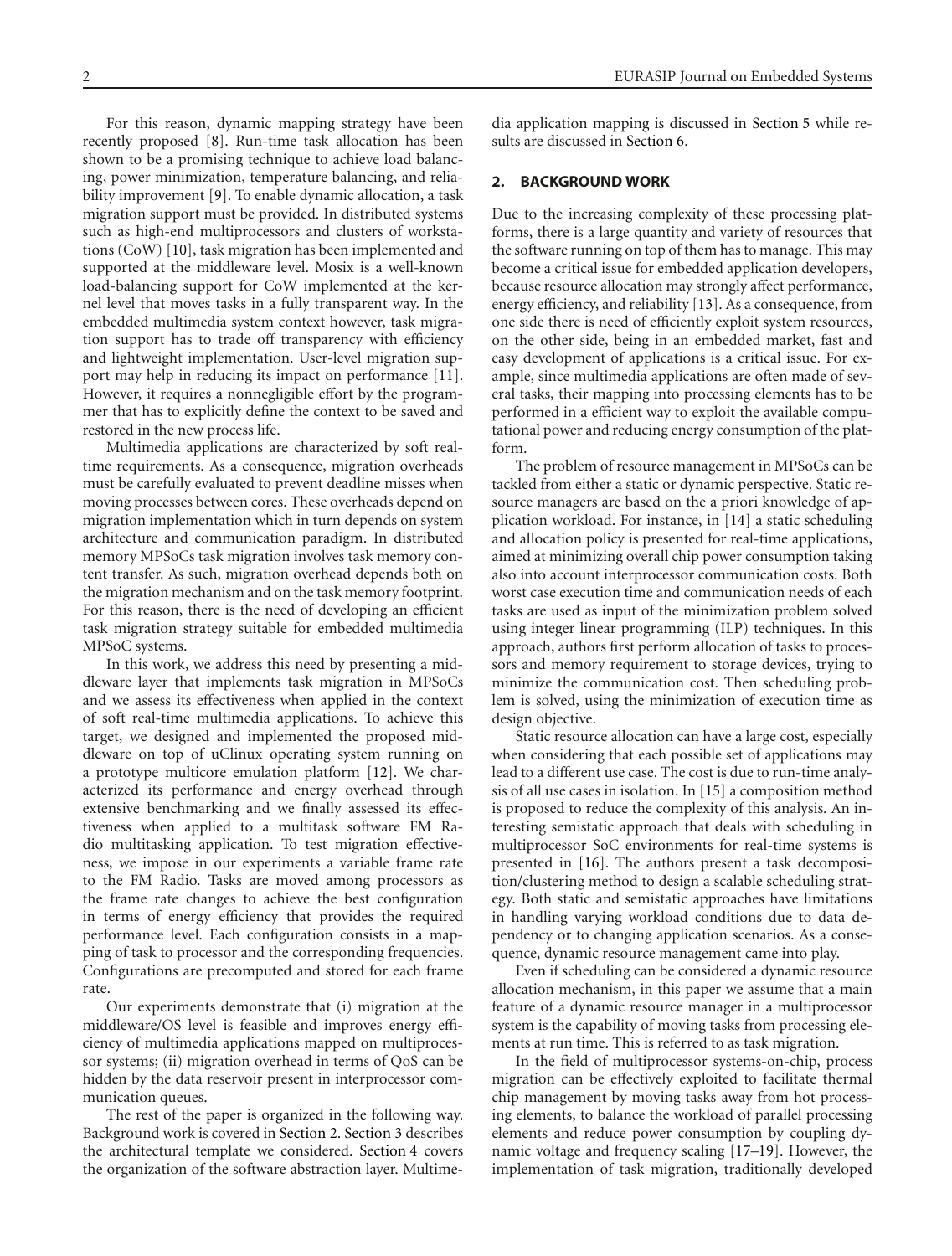For this reason, dynamic mapping strategy have been recently proposed [8]. Run-time task allocation has been shown to be a promising technique to achieve load balancing, power minimization, temperature balancing, and reliability improvement [9]. To enable dynamic allocation, a task migration support must be provided. In distributed systems such as high-end multiprocessors and clusters of workstations (CoW) [10], task migration has been implemented and supported at the middleware level. Mosix is a well-known load-balancing support for CoW implemented at the kernel level that moves tasks in a fully transparent way. In the embedded multimedia system context however, task migration support has to trade off transparency with efficiency and lightweight implementation. User-level migration support may help in reducing its impact on performance [11]. However, it requires a nonnegligible effort by the programmer that has to explicitly define the context to be saved and restored in the new process life.

Multimedia applications are characterized by soft real-time requirements. As a consequence, migration overheads must be carefully evaluated to prevent deadline misses when moving processes between cores. These overheads depend on migration implementation which in turn depends on system architecture and communication paradigm. In distributed memory MPSoCs task migration involves task memory content transfer. As such, migration overhead depends both on the migration mechanism and on the task memory footprint. For this reason, there is the need of developing an efficient task migration strategy suitable for embedded multimedia MPSoC systems.

In this work, we address this need by presenting a middleware layer that implements task migration in MPSoCs and we assess its effectiveness when applied in the context of soft real-time multimedia applications. To achieve this target, we designed and implemented the proposed middleware on top of uClinux operating system running on a prototype multicore emulation platform [12]. We characterized its performance and energy overhead through extensive benchmarking and we finally assessed its effectiveness when applied to a multitask software FM Radio multitasking application. To test migration effectiveness, we impose in our experiments a variable frame rate to the FM Radio. Tasks are moved among processors as the frame rate changes to achieve the best configuration in terms of energy efficiency that provides the required performance level. Each configuration consists in a mapping of task to processor and the corresponding frequencies. Configurations are precomputed and stored for each frame rate.

Our experiments demonstrate that (i) migration at the middleware/OS level is feasible and improves energy efficiency of multimedia applications mapped on multiprocessor systems; (ii) migration overhead in terms of QoS can be hidden by the data reservoir present in interprocessor communication queues.

The rest of the paper is organized in the following way. Background work is covered in Section 2. Section 3 describes the architectural template we considered. Section 4 covers the organization of the software abstraction layer. Multimedia application mapping is discussed in Section 5 while results are discussed in Section 6.

## 2. BACKGROUND WORK

Due to the increasing complexity of these processing platforms, there is a large quantity and variety of resources that the software running on top of them has to manage. This may become a critical issue for embedded application developers, because resource allocation may strongly affect performance, energy efficiency, and reliability [13]. As a consequence, from one side there is need of efficiently exploit system resources, on the other side, being in an embedded market, fast and easy development of applications is a critical issue. For example, since multimedia applications are often made of several tasks, their mapping into processing elements has to be performed in a efficient way to exploit the available computational power and reducing energy consumption of the platform.

The problem of resource management in MPSoCs can be tackled from either a static or dynamic perspective. Static resource managers are based on the a priori knowledge of application workload. For instance, in [14] a static scheduling and allocation policy is presented for real-time applications, aimed at minimizing overall chip power consumption taking also into account interprocessor communication costs. Both worst case execution time and communication needs of each tasks are used as input of the minimization problem solved using integer linear programming (ILP) techniques. In this approach, authors first perform allocation of tasks to processors and memory requirement to storage devices, trying to minimize the communication cost. Then scheduling problem is solved, using the minimization of execution time as design objective.

Static resource allocation can have a large cost, especially when considering that each possible set of applications may lead to a different use case. The cost is due to run-time analysis of all use cases in isolation. In [15] a composition method is proposed to reduce the complexity of this analysis. An interesting semistatic approach that deals with scheduling in multiprocessor SoC environments for real-time systems is presented in [16]. The authors present a task decomposition/clustering method to design a scalable scheduling strategy. Both static and semistatic approaches have limitations in handling varying workload conditions due to data dependency or to changing application scenarios. As a consequence, dynamic resource management came into play.

Even if scheduling can be considered a dynamic resource allocation mechanism, in this paper we assume that a main feature of a dynamic resource manager in a multiprocessor system is the capability of moving tasks from processing elements at run time. This is referred to as task migration.

In the field of multiprocessor systems-on-chip, process migration can be effectively exploited to facilitate thermal chip management by moving tasks away from hot processing elements, to balance the workload of parallel processing elements and reduce power consumption by coupling dynamic voltage and frequency scaling [17–19]. However, the implementation of task migration, traditionally developed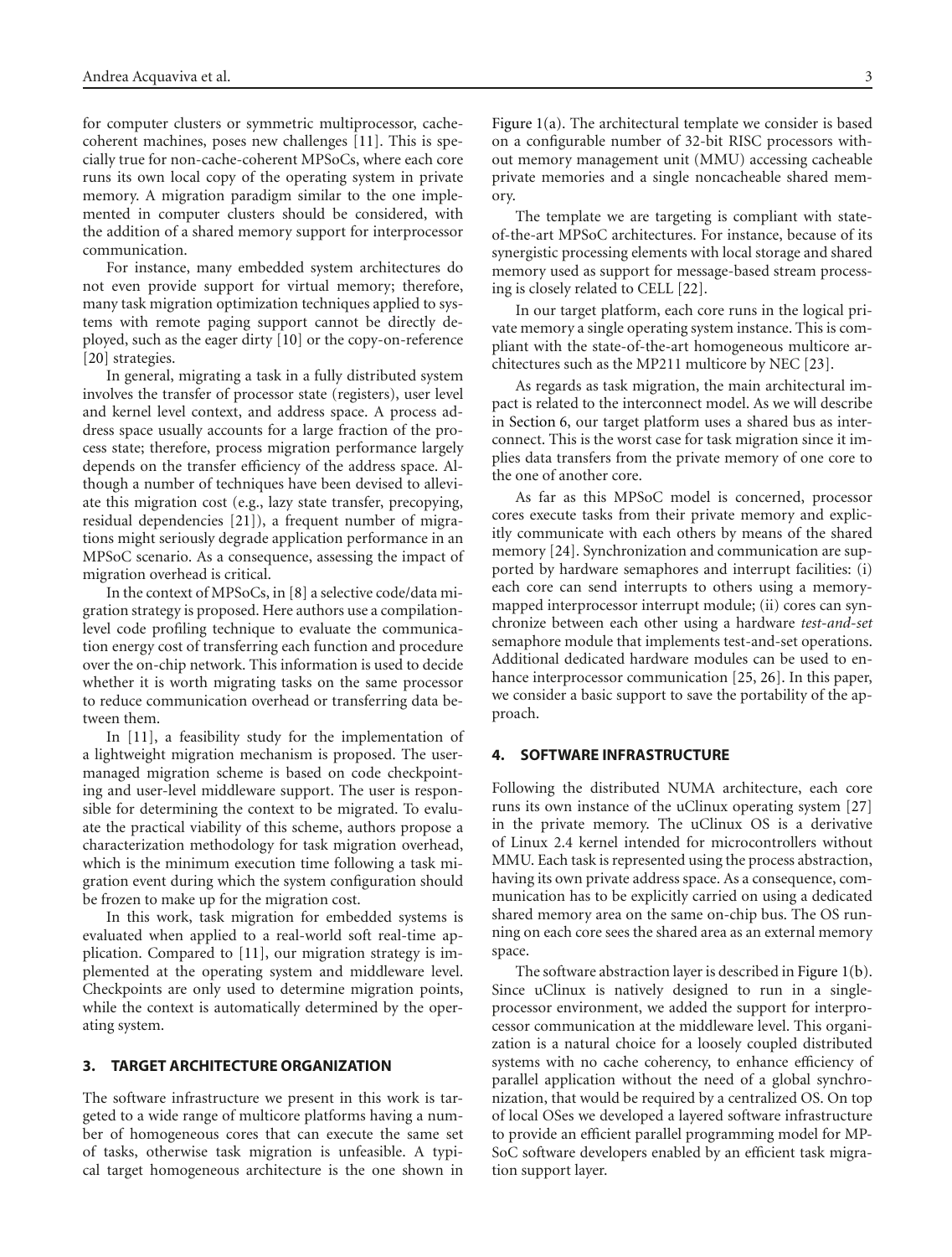for computer clusters or symmetric multiprocessor, cache-coherent machines, poses new challenges [11]. This is specially true for non-cache-coherent MPSoCs, where each core runs its own local copy of the operating system in private memory. A migration paradigm similar to the one implemented in computer clusters should be considered, with the addition of a shared memory support for interprocessor communication.

For instance, many embedded system architectures do not even provide support for virtual memory; therefore, many task migration optimization techniques applied to systems with remote paging support cannot be directly deployed, such as the eager dirty [10] or the copy-on-reference [20] strategies.

In general, migrating a task in a fully distributed system involves the transfer of processor state (registers), user level and kernel level context, and address space. A process address space usually accounts for a large fraction of the process state; therefore, process migration performance largely depends on the transfer efficiency of the address space. Although a number of techniques have been devised to alleviate this migration cost (e.g., lazy state transfer, precopying, residual dependencies [21]), a frequent number of migrations might seriously degrade application performance in an MPSoC scenario. As a consequence, assessing the impact of migration overhead is critical.

In the context of MPSoCs, in [8] a selective code/data migration strategy is proposed. Here authors use a compilation-level code profiling technique to evaluate the communication energy cost of transferring each function and procedure over the on-chip network. This information is used to decide whether it is worth migrating tasks on the same processor to reduce communication overhead or transferring data between them.

In [11], a feasibility study for the implementation of a lightweight migration mechanism is proposed. The user-managed migration scheme is based on code checkpointing and user-level middleware support. The user is responsible for determining the context to be migrated. To evaluate the practical viability of this scheme, authors propose a characterization methodology for task migration overhead, which is the minimum execution time following a task migration event during which the system configuration should be frozen to make up for the migration cost.

In this work, task migration for embedded systems is evaluated when applied to a real-world soft real-time application. Compared to [11], our migration strategy is implemented at the operating system and middleware level. Checkpoints are only used to determine migration points, while the context is automatically determined by the operating system.

## 3. TARGET ARCHITECTURE ORGANIZATION

The software infrastructure we present in this work is targeted to a wide range of multicore platforms having a number of homogeneous cores that can execute the same set of tasks, otherwise task migration is unfeasible. A typical target homogeneous architecture is the one shown in Figure 1(a). The architectural template we consider is based on a configurable number of 32-bit RISC processors without memory management unit (MMU) accessing cacheable private memories and a single noncacheable shared memory.

The template we are targeting is compliant with state-of-the-art MPSoC architectures. For instance, because of its synergistic processing elements with local storage and shared memory used as support for message-based stream processing is closely related to CELL [22].

In our target platform, each core runs in the logical private memory a single operating system instance. This is compliant with the state-of-the-art homogeneous multicore architectures such as the MP211 multicore by NEC [23].

As regards as task migration, the main architectural impact is related to the interconnect model. As we will describe in Section 6, our target platform uses a shared bus as interconnect. This is the worst case for task migration since it implies data transfers from the private memory of one core to the one of another core.

As far as this MPSoC model is concerned, processor cores execute tasks from their private memory and explicitly communicate with each others by means of the shared memory [24]. Synchronization and communication are supported by hardware semaphores and interrupt facilities: (i) each core can send interrupts to others using a memory-mapped interprocessor interrupt module; (ii) cores can synchronize between each other using a hardware *test-and-set* semaphore module that implements test-and-set operations. Additional dedicated hardware modules can be used to enhance interprocessor communication [25, 26]. In this paper, we consider a basic support to save the portability of the approach.

## 4. SOFTWARE INFRASTRUCTURE

Following the distributed NUMA architecture, each core runs its own instance of the uClinux operating system [27] in the private memory. The uClinux OS is a derivative of Linux 2.4 kernel intended for microcontrollers without MMU. Each task is represented using the process abstraction, having its own private address space. As a consequence, communication has to be explicitly carried on using a dedicated shared memory area on the same on-chip bus. The OS running on each core sees the shared area as an external memory space.

The software abstraction layer is described in Figure 1(b). Since uClinux is natively designed to run in a single-processor environment, we added the support for interprocessor communication at the middleware level. This organization is a natural choice for a loosely coupled distributed systems with no cache coherency, to enhance efficiency of parallel application without the need of a global synchronization, that would be required by a centralized OS. On top of local OSes we developed a layered software infrastructure to provide an efficient parallel programming model for MPSoC software developers enabled by an efficient task migration support layer.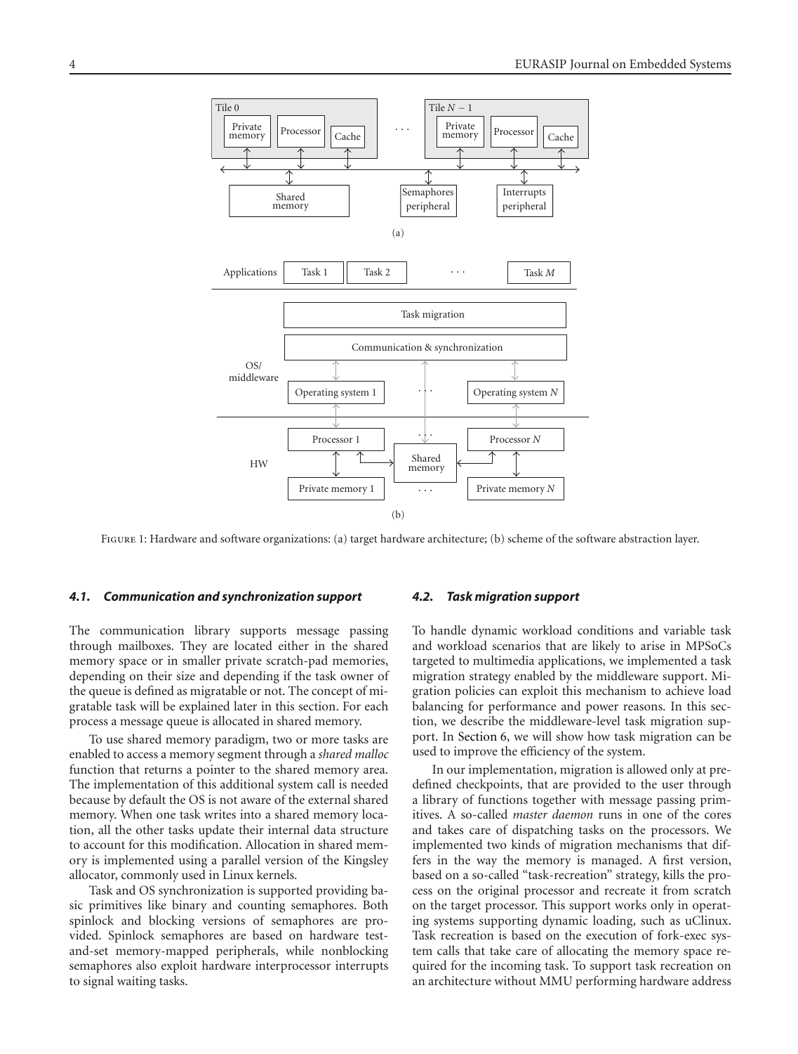Figure 1: Hardware and software organizations: (a) target hardware architecture; (b) scheme of the software abstraction layer.

### *4.1. Communication and synchronization support*

The communication library supports message passing through mailboxes. They are located either in the shared memory space or in smaller private scratch-pad memories, depending on their size and depending if the task owner of the queue is defined as migratable or not. The concept of migratable task will be explained later in this section. For each process a message queue is allocated in shared memory.

To use shared memory paradigm, two or more tasks are enabled to access a memory segment through a *shared malloc* function that returns a pointer to the shared memory area. The implementation of this additional system call is needed because by default the OS is not aware of the external shared memory. When one task writes into a shared memory location, all the other tasks update their internal data structure to account for this modification. Allocation in shared memory is implemented using a parallel version of the Kingsley allocator, commonly used in Linux kernels.

Task and OS synchronization is supported providing basic primitives like binary and counting semaphores. Both spinlock and blocking versions of semaphores are provided. Spinlock semaphores are based on hardware test-and-set memory-mapped peripherals, while nonblocking semaphores also exploit hardware interprocessor interrupts to signal waiting tasks.

### *4.2. Task migration support*

To handle dynamic workload conditions and variable task and workload scenarios that are likely to arise in MPSoCs targeted to multimedia applications, we implemented a task migration strategy enabled by the middleware support. Migration policies can exploit this mechanism to achieve load balancing for performance and power reasons. In this section, we describe the middleware-level task migration support. In Section 6, we will show how task migration can be used to improve the efficiency of the system.

In our implementation, migration is allowed only at predefined checkpoints, that are provided to the user through a library of functions together with message passing primitives. A so-called *master daemon* runs in one of the cores and takes care of dispatching tasks on the processors. We implemented two kinds of migration mechanisms that differs in the way the memory is managed. A first version, based on a so-called "task-recreation" strategy, kills the process on the original processor and recreate it from scratch on the target processor. This support works only in operating systems supporting dynamic loading, such as uClinux. Task recreation is based on the execution of fork-exec system calls that take care of allocating the memory space required for the incoming task. To support task recreation on an architecture without MMU performing hardware address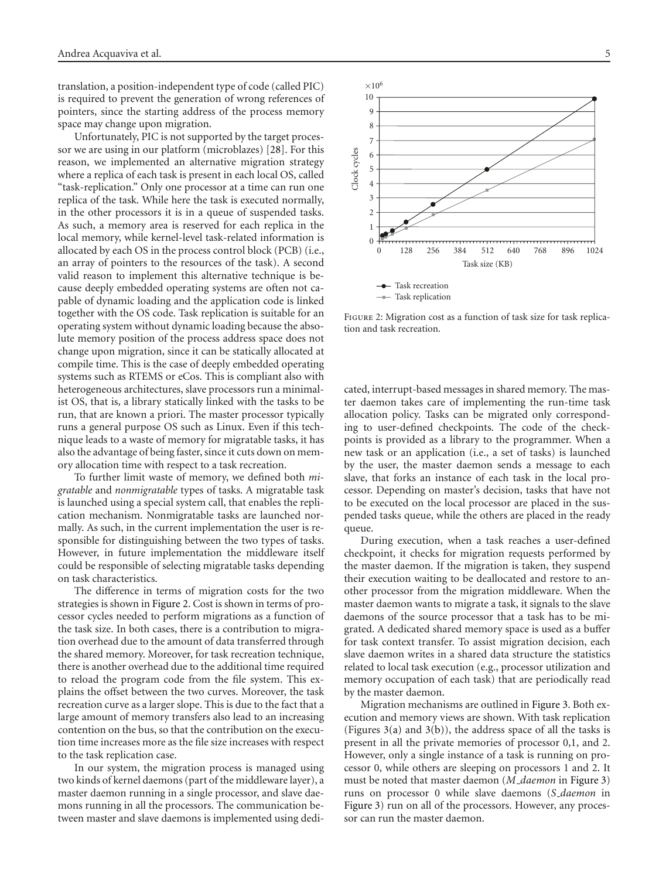translation, a position-independent type of code (called PIC) is required to prevent the generation of wrong references of pointers, since the starting address of the process memory space may change upon migration.

Unfortunately, PIC is not supported by the target processor we are using in our platform (microblazes) [28]. For this reason, we implemented an alternative migration strategy where a replica of each task is present in each local OS, called "task-replication." Only one processor at a time can run one replica of the task. While here the task is executed normally, in the other processors it is in a queue of suspended tasks. As such, a memory area is reserved for each replica in the local memory, while kernel-level task-related information is allocated by each OS in the process control block (PCB) (i.e., an array of pointers to the resources of the task). A second valid reason to implement this alternative technique is because deeply embedded operating systems are often not capable of dynamic loading and the application code is linked together with the OS code. Task replication is suitable for an operating system without dynamic loading because the absolute memory position of the process address space does not change upon migration, since it can be statically allocated at compile time. This is the case of deeply embedded operating systems such as RTEMS or eCos. This is compliant also with heterogeneous architectures, slave processors run a minimalist OS, that is, a library statically linked with the tasks to be run, that are known a priori. The master processor typically runs a general purpose OS such as Linux. Even if this technique leads to a waste of memory for migratable tasks, it has also the advantage of being faster, since it cuts down on memory allocation time with respect to a task recreation.

To further limit waste of memory, we defined both *migratable* and *nonmigratable* types of tasks. A migratable task is launched using a special system call, that enables the replication mechanism. Nonmigratable tasks are launched normally. As such, in the current implementation the user is responsible for distinguishing between the two types of tasks. However, in future implementation the middleware itself could be responsible of selecting migratable tasks depending on task characteristics.

The difference in terms of migration costs for the two strategies is shown in Figure 2. Cost is shown in terms of processor cycles needed to perform migrations as a function of the task size. In both cases, there is a contribution to migration overhead due to the amount of data transferred through the shared memory. Moreover, for task recreation technique, there is another overhead due to the additional time required to reload the program code from the file system. This explains the offset between the two curves. Moreover, the task recreation curve as a larger slope. This is due to the fact that a large amount of memory transfers also lead to an increasing contention on the bus, so that the contribution on the execution time increases more as the file size increases with respect to the task replication case.

In our system, the migration process is managed using two kinds of kernel daemons (part of the middleware layer), a master daemon running in a single processor, and slave daemons running in all the processors. The communication between master and slave daemons is implemented using dedicated, interrupt-based messages in shared memory. The master daemon takes care of implementing the run-time task allocation policy. Tasks can be migrated only corresponding to user-defined checkpoints. The code of the checkpoints is provided as a library to the programmer. When a new task or an application (i.e., a set of tasks) is launched by the user, the master daemon sends a message to each slave, that forks an instance of each task in the local processor. Depending on master's decision, tasks that have not to be executed on the local processor are placed in the suspended tasks queue, while the others are placed in the ready queue.

Figure 2: Migration cost as a function of task size for task replication and task recreation.

During execution, when a task reaches a user-defined checkpoint, it checks for migration requests performed by the master daemon. If the migration is taken, they suspend their execution waiting to be deallocated and restore to another processor from the migration middleware. When the master daemon wants to migrate a task, it signals to the slave daemons of the source processor that a task has to be migrated. A dedicated shared memory space is used as a buffer for task context transfer. To assist migration decision, each slave daemon writes in a shared data structure the statistics related to local task execution (e.g., processor utilization and memory occupation of each task) that are periodically read by the master daemon.

Migration mechanisms are outlined in Figure 3. Both execution and memory views are shown. With task replication (Figures 3(a) and 3(b)), the address space of all the tasks is present in all the private memories of processor 0,1, and 2. However, only a single instance of a task is running on processor 0, while others are sleeping on processors 1 and 2. It must be noted that master daemon (*M_daemon* in Figure 3) runs on processor 0 while slave daemons (*S_daemon* in Figure 3) run on all of the processors. However, any processor can run the master daemon.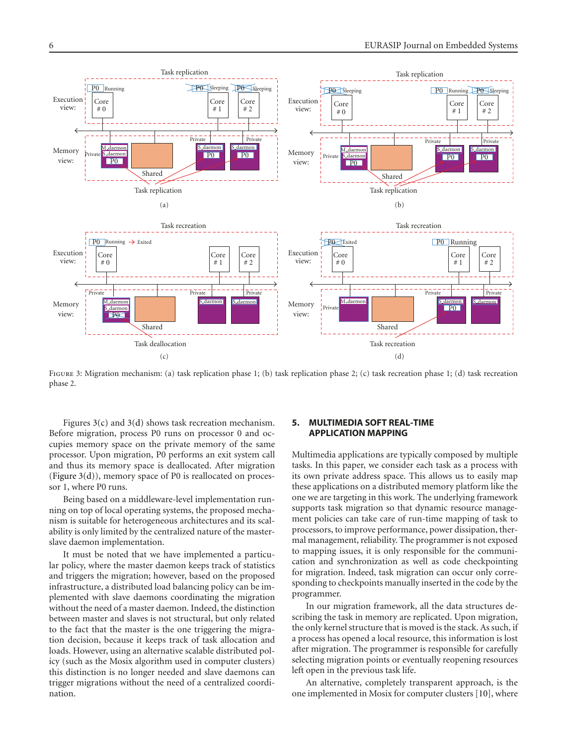Task replication

Execution view:

P0 Running

Core #0

P0 Sleeping

Core #1

P0 Sleeping

Core #2

Memory view:

Private

M_daemon

S_daemon

P0

Shared

Private

S_daemon

P0

Private

S_daemon

P0

Task replication

(a)

Task replication

Execution view:

P0 Sleeping

Core #0

P0 Running

Core #1

P0 Sleeping

Core #2

Memory view:

Private

M_daemon

S_daemon

P0

Shared

Private

S_daemon

P0

Private

S_daemon

P0

Task replication

(b)

Task recreation

Execution view:

P0 Running → Exited

Core #0

Core #1

Core #2

Memory view:

Private

M_daemon

S_daemon

P0

Shared

Private

S_daemon

Private

S_daemon

Task deallocation

(c)

Task recreation

Execution view:

P0 Exited

Core #0

P0 Running

Core #1

Core #2

Memory view:

Private

M_daemon

Shared

Private

S_daemon

P0

Private

S_daemon

Task recreation

(d)

Figure 3: Migration mechanism: (a) task replication phase 1; (b) task replication phase 2; (c) task recreation phase 1; (d) task recreation phase 2.

Figures 3(c) and 3(d) shows task recreation mechanism. Before migration, process P0 runs on processor 0 and occupies memory space on the private memory of the same processor. Upon migration, P0 performs an exit system call and thus its memory space is deallocated. After migration (Figure 3(d)), memory space of P0 is reallocated on processor 1, where P0 runs.

Being based on a middleware-level implementation running on top of local operating systems, the proposed mechanism is suitable for heterogeneous architectures and its scalability is only limited by the centralized nature of the master-slave daemon implementation.

It must be noted that we have implemented a particular policy, where the master daemon keeps track of statistics and triggers the migration; however, based on the proposed infrastructure, a distributed load balancing policy can be implemented with slave daemons coordinating the migration without the need of a master daemon. Indeed, the distinction between master and slaves is not structural, but only related to the fact that the master is the one triggering the migration decision, because it keeps track of task allocation and loads. However, using an alternative scalable distributed policy (such as the Mosix algorithm used in computer clusters) this distinction is no longer needed and slave daemons can trigger migrations without the need of a centralized coordination.

## 5. MULTIMEDIA SOFT REAL-TIME APPLICATION MAPPING

Multimedia applications are typically composed by multiple tasks. In this paper, we consider each task as a process with its own private address space. This allows us to easily map these applications on a distributed memory platform like the one we are targeting in this work. The underlying framework supports task migration so that dynamic resource management policies can take care of run-time mapping of task to processors, to improve performance, power dissipation, thermal management, reliability. The programmer is not exposed to mapping issues, it is only responsible for the communication and synchronization as well as code checkpointing for migration. Indeed, task migration can occur only corresponding to checkpoints manually inserted in the code by the programmer.

In our migration framework, all the data structures describing the task in memory are replicated. Upon migration, the only kernel structure that is moved is the stack. As such, if a process has opened a local resource, this information is lost after migration. The programmer is responsible for carefully selecting migration points or eventually reopening resources left open in the previous task life.

An alternative, completely transparent approach, is the one implemented in Mosix for computer clusters [10], where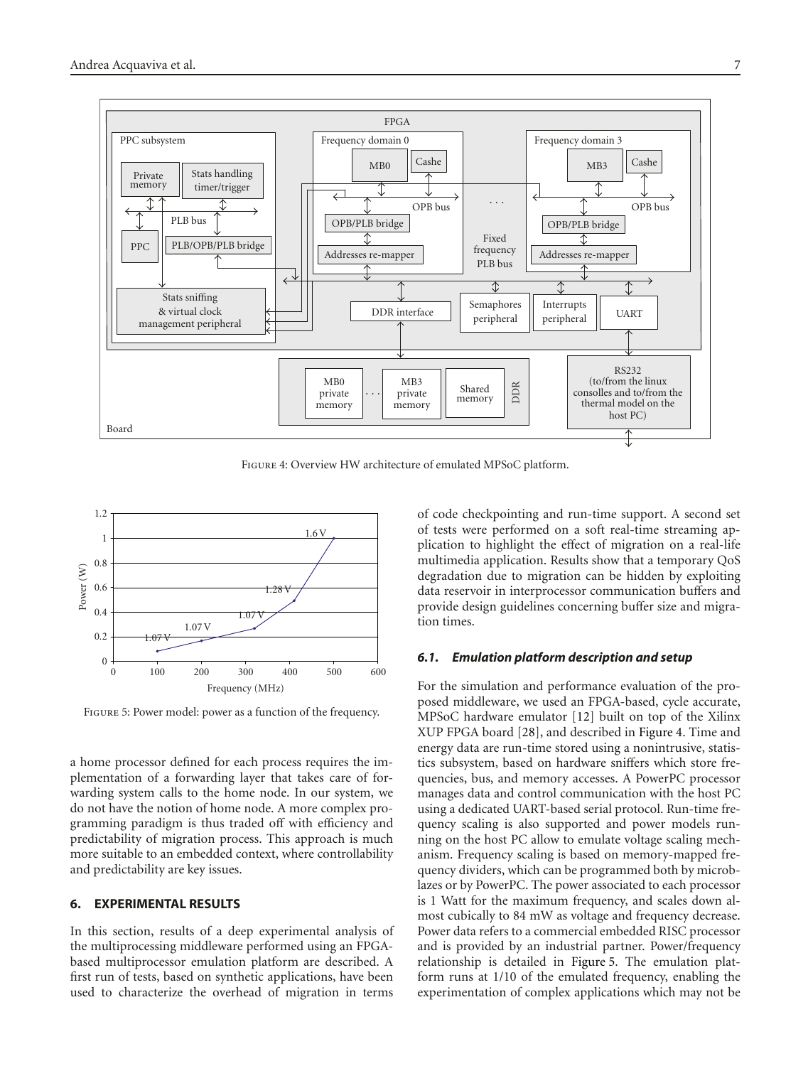Figure 4: Overview HW architecture of emulated MPSoC platform.

Figure 5: Power model: power as a function of the frequency.

a home processor defined for each process requires the implementation of a forwarding layer that takes care of forwarding system calls to the home node. In our system, we do not have the notion of home node. A more complex programming paradigm is thus traded off with efficiency and predictability of migration process. This approach is much more suitable to an embedded context, where controllability and predictability are key issues.

## 6. EXPERIMENTAL RESULTS

In this section, results of a deep experimental analysis of the multiprocessing middleware performed using an FPGA-based multiprocessor emulation platform are described. A first run of tests, based on synthetic applications, have been used to characterize the overhead of migration in terms of code checkpointing and run-time support. A second set of tests were performed on a soft real-time streaming application to highlight the effect of migration on a real-life multimedia application. Results show that a temporary QoS degradation due to migration can be hidden by exploiting data reservoir in interprocessor communication buffers and provide design guidelines concerning buffer size and migration times.

### *6.1. Emulation platform description and setup*

For the simulation and performance evaluation of the proposed middleware, we used an FPGA-based, cycle accurate, MPSoC hardware emulator [12] built on top of the Xilinx XUP FPGA board [28], and described in Figure 4. Time and energy data are run-time stored using a nonintrusive, statistics subsystem, based on hardware sniffers which store frequencies, bus, and memory accesses. A PowerPC processor manages data and control communication with the host PC using a dedicated UART-based serial protocol. Run-time frequency scaling is also supported and power models running on the host PC allow to emulate voltage scaling mechanism. Frequency scaling is based on memory-mapped frequency dividers, which can be programmed both by microblazes or by PowerPC. The power associated to each processor is 1 Watt for the maximum frequency, and scales down almost cubically to 84 mW as voltage and frequency decrease. Power data refers to a commercial embedded RISC processor and is provided by an industrial partner. Power/frequency relationship is detailed in Figure 5. The emulation platform runs at 1/10 of the emulated frequency, enabling the experimentation of complex applications which may not be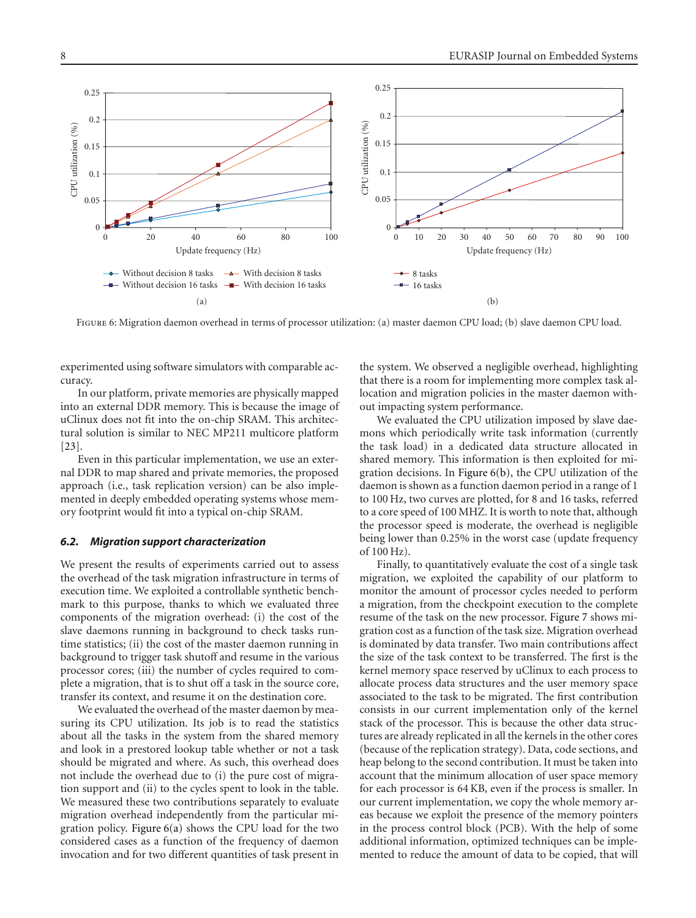0.25
0.2
0.15
0.1
0.05
0
CPU utilization (%)
0 20 40 60 80 100
Update frequency (Hz)

Without decision 8 tasks
Without decision 16 tasks
With decision 8 tasks
With decision 16 tasks

(a)

0.25
0.2
0.15
0.1
0.05
0
CPU utilization (%)
0 10 20 30 40 50 60 70 80 90 100
Update frequency (Hz)

8 tasks
16 tasks

(b)

Figure 6: Migration daemon overhead in terms of processor utilization: (a) master daemon CPU load; (b) slave daemon CPU load.

experimented using software simulators with comparable accuracy.

In our platform, private memories are physically mapped into an external DDR memory. This is because the image of uClinux does not fit into the on-chip SRAM. This architectural solution is similar to NEC MP211 multicore platform [23].

Even in this particular implementation, we use an external DDR to map shared and private memories, the proposed approach (i.e., task replication version) can be also implemented in deeply embedded operating systems whose memory footprint would fit into a typical on-chip SRAM.

### *6.2. Migration support characterization*

We present the results of experiments carried out to assess the overhead of the task migration infrastructure in terms of execution time. We exploited a controllable synthetic benchmark to this purpose, thanks to which we evaluated three components of the migration overhead: (i) the cost of the slave daemons running in background to check tasks runtime statistics; (ii) the cost of the master daemon running in background to trigger task shutoff and resume in the various processor cores; (iii) the number of cycles required to complete a migration, that is to shut off a task in the source core, transfer its context, and resume it on the destination core.

We evaluated the overhead of the master daemon by measuring its CPU utilization. Its job is to read the statistics about all the tasks in the system from the shared memory and look in a prestored lookup table whether or not a task should be migrated and where. As such, this overhead does not include the overhead due to (i) the pure cost of migration support and (ii) to the cycles spent to look in the table. We measured these two contributions separately to evaluate migration overhead independently from the particular migration policy. Figure 6(a) shows the CPU load for the two considered cases as a function of the frequency of daemon invocation and for two different quantities of task present in the system. We observed a negligible overhead, highlighting that there is a room for implementing more complex task allocation and migration policies in the master daemon without impacting system performance.

We evaluated the CPU utilization imposed by slave daemons which periodically write task information (currently the task load) in a dedicated data structure allocated in shared memory. This information is then exploited for migration decisions. In Figure 6(b), the CPU utilization of the daemon is shown as a function daemon period in a range of 1 to 100 Hz, two curves are plotted, for 8 and 16 tasks, referred to a core speed of 100 MHZ. It is worth to note that, although the processor speed is moderate, the overhead is negligible being lower than 0.25% in the worst case (update frequency of 100 Hz).

Finally, to quantitatively evaluate the cost of a single task migration, we exploited the capability of our platform to monitor the amount of processor cycles needed to perform a migration, from the checkpoint execution to the complete resume of the task on the new processor. Figure 7 shows migration cost as a function of the task size. Migration overhead is dominated by data transfer. Two main contributions affect the size of the task context to be transferred. The first is the kernel memory space reserved by uClinux to each process to allocate process data structures and the user memory space associated to the task to be migrated. The first contribution consists in our current implementation only of the kernel stack of the processor. This is because the other data structures are already replicated in all the kernels in the other cores (because of the replication strategy). Data, code sections, and heap belong to the second contribution. It must be taken into account that the minimum allocation of user space memory for each processor is 64 KB, even if the process is smaller. In our current implementation, we copy the whole memory areas because we exploit the presence of the memory pointers in the process control block (PCB). With the help of some additional information, optimized techniques can be implemented to reduce the amount of data to be copied, that will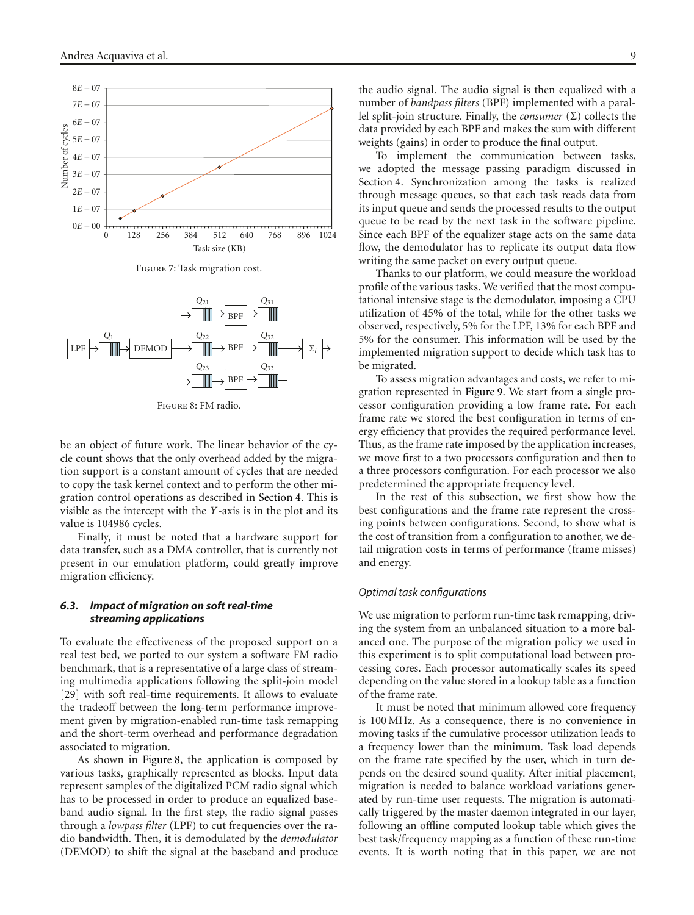Figure 7: Task migration cost.

Figure 8: FM radio.

be an object of future work. The linear behavior of the cycle count shows that the only overhead added by the migration support is a constant amount of cycles that are needed to copy the task kernel context and to perform the other migration control operations as described in Section 4. This is visible as the intercept with the $Y$-axis is in the plot and its value is 104986 cycles.

Finally, it must be noted that a hardware support for data transfer, such as a DMA controller, that is currently not present in our emulation platform, could greatly improve migration efficiency.

### *6.3. Impact of migration on soft real-time streaming applications*

To evaluate the effectiveness of the proposed support on a real test bed, we ported to our system a software FM radio benchmark, that is a representative of a large class of streaming multimedia applications following the split-join model [29] with soft real-time requirements. It allows to evaluate the tradeoff between the long-term performance improvement given by migration-enabled run-time task remapping and the short-term overhead and performance degradation associated to migration.

As shown in Figure 8, the application is composed by various tasks, graphically represented as blocks. Input data represent samples of the digitalized PCM radio signal which has to be processed in order to produce an equalized baseband audio signal. In the first step, the radio signal passes through a *lowpass filter* (LPF) to cut frequencies over the radio bandwidth. Then, it is demodulated by the *demodulator* (DEMOD) to shift the signal at the baseband and produce the audio signal. The audio signal is then equalized with a number of *bandpass filters* (BPF) implemented with a parallel split-join structure. Finally, the *consumer* ($\Sigma$) collects the data provided by each BPF and makes the sum with different weights (gains) in order to produce the final output.

To implement the communication between tasks, we adopted the message passing paradigm discussed in Section 4. Synchronization among the tasks is realized through message queues, so that each task reads data from its input queue and sends the processed results to the output queue to be read by the next task in the software pipeline. Since each BPF of the equalizer stage acts on the same data flow, the demodulator has to replicate its output data flow writing the same packet on every output queue.

Thanks to our platform, we could measure the workload profile of the various tasks. We verified that the most computational intensive stage is the demodulator, imposing a CPU utilization of 45% of the total, while for the other tasks we observed, respectively, 5% for the LPF, 13% for each BPF and 5% for the consumer. This information will be used by the implemented migration support to decide which task has to be migrated.

To assess migration advantages and costs, we refer to migration represented in Figure 9. We start from a single processor configuration providing a low frame rate. For each frame rate we stored the best configuration in terms of energy efficiency that provides the required performance level. Thus, as the frame rate imposed by the application increases, we move first to a two processors configuration and then to a three processors configuration. For each processor we also predetermined the appropriate frequency level.

In the rest of this subsection, we first show how the best configurations and the frame rate represent the crossing points between configurations. Second, to show what is the cost of transition from a configuration to another, we detail migration costs in terms of performance (frame misses) and energy.

#### *Optimal task configurations*

We use migration to perform run-time task remapping, driving the system from an unbalanced situation to a more balanced one. The purpose of the migration policy we used in this experiment is to split computational load between processing cores. Each processor automatically scales its speed depending on the value stored in a lookup table as a function of the frame rate.

It must be noted that minimum allowed core frequency is 100 MHz. As a consequence, there is no convenience in moving tasks if the cumulative processor utilization leads to a frequency lower than the minimum. Task load depends on the frame rate specified by the user, which in turn depends on the desired sound quality. After initial placement, migration is needed to balance workload variations generated by run-time user requests. The migration is automatically triggered by the master daemon integrated in our layer, following an offline computed lookup table which gives the best task/frequency mapping as a function of these run-time events. It is worth noting that in this paper, we are not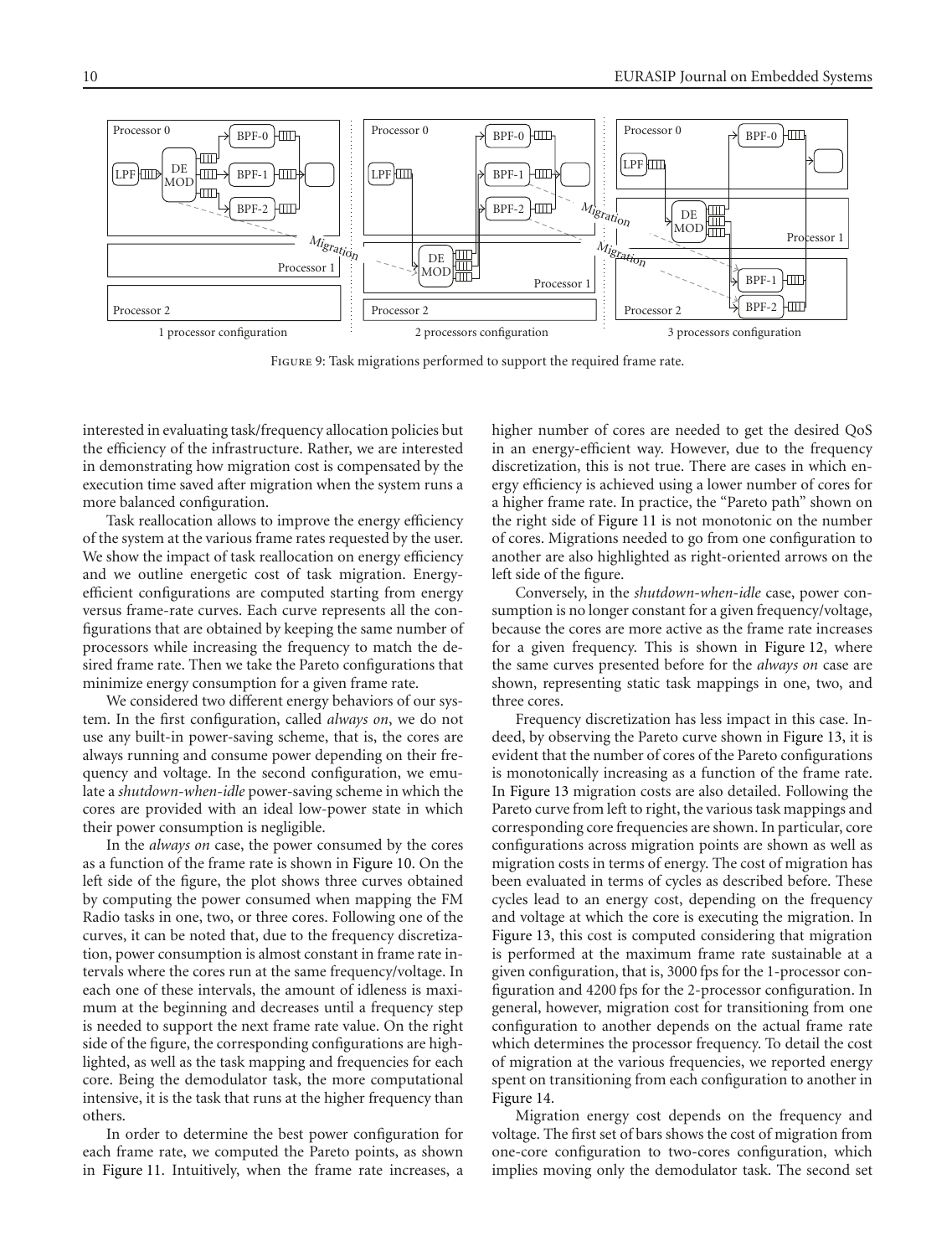Processor 0
BPF-0
LPF
DE MOD
BPF-1
BPF-2
Migration
Processor 1
Processor 2
1 processor configuration

Processor 0
BPF-0
LPF
BPF-1
BPF-2
DE MOD
Processor 1
Processor 2
Migration
2 processors configuration

Processor 0
BPF-0
LPF
DE MOD
Processor 1
Migration
BPF-1
BPF-2
Processor 2
3 processors configuration

Figure 9: Task migrations performed to support the required frame rate.

interested in evaluating task/frequency allocation policies but the efficiency of the infrastructure. Rather, we are interested in demonstrating how migration cost is compensated by the execution time saved after migration when the system runs a more balanced configuration.

Task reallocation allows to improve the energy efficiency of the system at the various frame rates requested by the user. We show the impact of task reallocation on energy efficiency and we outline energetic cost of task migration. Energy-efficient configurations are computed starting from energy versus frame-rate curves. Each curve represents all the configurations that are obtained by keeping the same number of processors while increasing the frequency to match the desired frame rate. Then we take the Pareto configurations that minimize energy consumption for a given frame rate.

We considered two different energy behaviors of our system. In the first configuration, called *always on*, we do not use any built-in power-saving scheme, that is, the cores are always running and consume power depending on their frequency and voltage. In the second configuration, we emulate a *shutdown-when-idle* power-saving scheme in which the cores are provided with an ideal low-power state in which their power consumption is negligible.

In the *always on* case, the power consumed by the cores as a function of the frame rate is shown in Figure 10. On the left side of the figure, the plot shows three curves obtained by computing the power consumed when mapping the FM Radio tasks in one, two, or three cores. Following one of the curves, it can be noted that, due to the frequency discretization, power consumption is almost constant in frame rate intervals where the cores run at the same frequency/voltage. In each one of these intervals, the amount of idleness is maximum at the beginning and decreases until a frequency step is needed to support the next frame rate value. On the right side of the figure, the corresponding configurations are highlighted, as well as the task mapping and frequencies for each core. Being the demodulator task, the more computational intensive, it is the task that runs at the higher frequency than others.

In order to determine the best power configuration for each frame rate, we computed the Pareto points, as shown in Figure 11. Intuitively, when the frame rate increases, a higher number of cores are needed to get the desired QoS in an energy-efficient way. However, due to the frequency discretization, this is not true. There are cases in which energy efficiency is achieved using a lower number of cores for a higher frame rate. In practice, the "Pareto path" shown on the right side of Figure 11 is not monotonic on the number of cores. Migrations needed to go from one configuration to another are also highlighted as right-oriented arrows on the left side of the figure.

Conversely, in the *shutdown-when-idle* case, power consumption is no longer constant for a given frequency/voltage, because the cores are more active as the frame rate increases for a given frequency. This is shown in Figure 12, where the same curves presented before for the *always on* case are shown, representing static task mappings in one, two, and three cores.

Frequency discretization has less impact in this case. Indeed, by observing the Pareto curve shown in Figure 13, it is evident that the number of cores of the Pareto configurations is monotonically increasing as a function of the frame rate. In Figure 13 migration costs are also detailed. Following the Pareto curve from left to right, the various task mappings and corresponding core frequencies are shown. In particular, core configurations across migration points are shown as well as migration costs in terms of energy. The cost of migration has been evaluated in terms of cycles as described before. These cycles lead to an energy cost, depending on the frequency and voltage at which the core is executing the migration. In Figure 13, this cost is computed considering that migration is performed at the maximum frame rate sustainable at a given configuration, that is, 3000 fps for the 1-processor configuration and 4200 fps for the 2-processor configuration. In general, however, migration cost for transitioning from one configuration to another depends on the actual frame rate which determines the processor frequency. To detail the cost of migration at the various frequencies, we reported energy spent on transitioning from each configuration to another in Figure 14.

Migration energy cost depends on the frequency and voltage. The first set of bars shows the cost of migration from one-core configuration to two-cores configuration, which implies moving only the demodulator task. The second set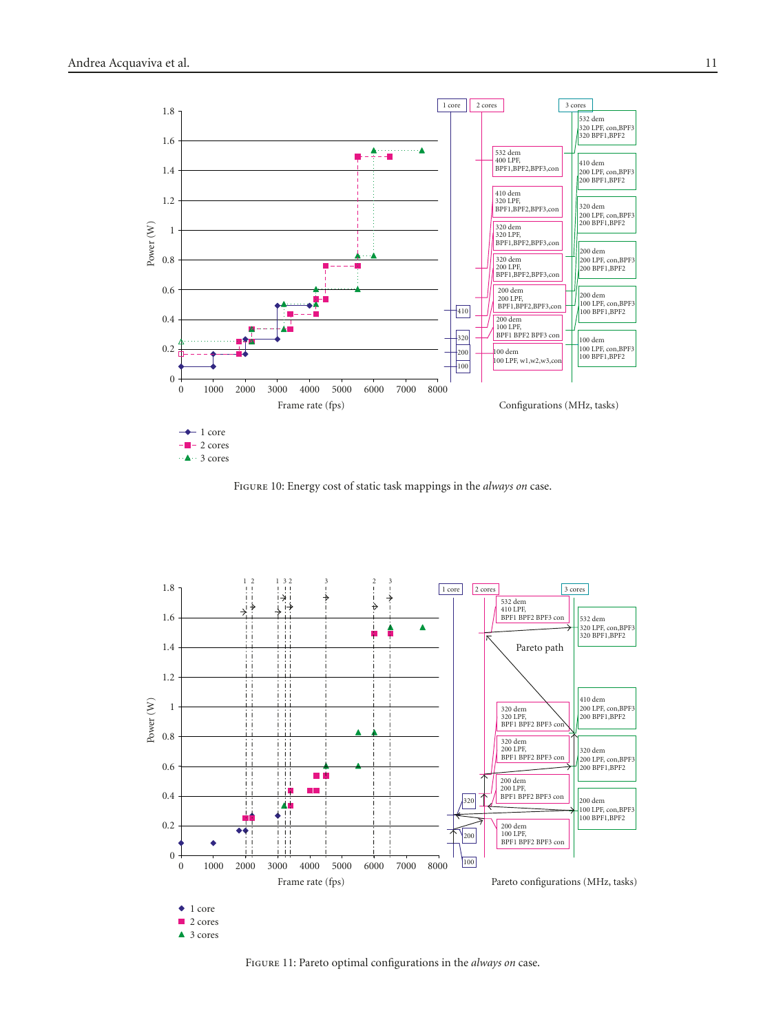FIGURE 10: Energy cost of static task mappings in the *always on* case.

FIGURE 11: Pareto optimal configurations in the *always on* case.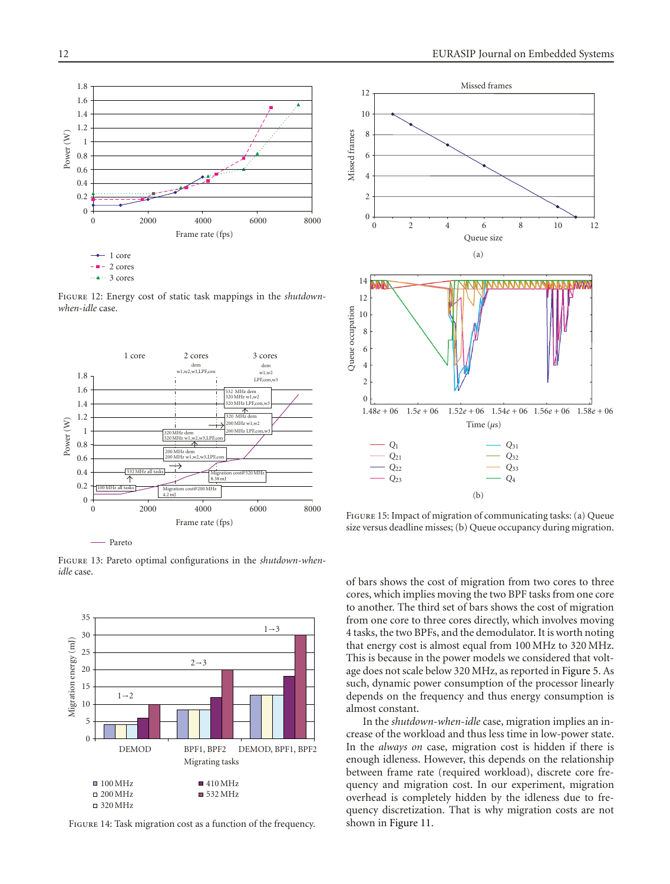Figure 12: Energy cost of static task mappings in the *shutdown-when-idle* case.

Figure 13: Pareto optimal configurations in the *shutdown-when-idle* case.

Figure 14: Task migration cost as a function of the frequency.

Figure 15: Impact of migration of communicating tasks: (a) Queue size versus deadline misses; (b) Queue occupancy during migration.

of bars shows the cost of migration from two cores to three cores, which implies moving the two BPF tasks from one core to another. The third set of bars shows the cost of migration from one core to three cores directly, which involves moving 4 tasks, the two BPFs, and the demodulator. It is worth noting that energy cost is almost equal from 100 MHz to 320 MHz. This is because in the power models we considered that voltage does not scale below 320 MHz, as reported in Figure 5. As such, dynamic power consumption of the processor linearly depends on the frequency and thus energy consumption is almost constant.

In the *shutdown-when-idle* case, migration implies an increase of the workload and thus less time in low-power state. In the *always on* case, migration cost is hidden if there is enough idleness. However, this depends on the relationship between frame rate (required workload), discrete core frequency and migration cost. In our experiment, migration overhead is completely hidden by the idleness due to frequency discretization. That is why migration costs are not shown in Figure 11.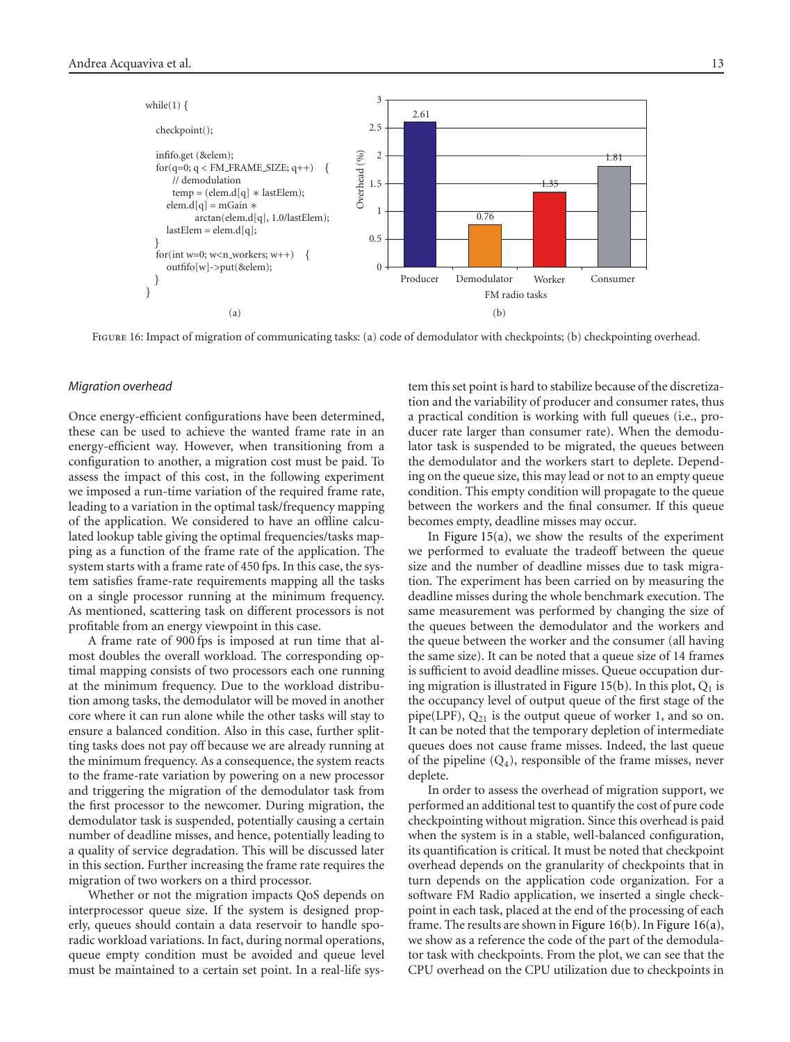```
while(1) {

  checkpoint();

  infifo.get (&elem);
  for(q=0; q < FM_FRAME_SIZE; q++)   {
      // demodulation
      temp = (elem.d[q] * lastElem);
    elem.d[q] = mGain *
          arctan(elem.d[q], 1.0/lastElem);
    lastElem = elem.d[q];
  }
  for(int w=0; w<n_workers; w++)   {
    outfifo[w]->put(&elem);
  }
}
```

(a)

3
2.5
2
1.5
1
0.5
0
Overhead (%)
2.61
0.76
1.35
1.81
Producer
Demodulator
Worker
Consumer
FM radio tasks

(b)

Figure 16: Impact of migration of communicating tasks: (a) code of demodulator with checkpoints; (b) checkpointing overhead.

*Migration overhead*

Once energy-efficient configurations have been determined, these can be used to achieve the wanted frame rate in an energy-efficient way. However, when transitioning from a configuration to another, a migration cost must be paid. To assess the impact of this cost, in the following experiment we imposed a run-time variation of the required frame rate, leading to a variation in the optimal task/frequency mapping of the application. We considered to have an offline calculated lookup table giving the optimal frequencies/tasks mapping as a function of the frame rate of the application. The system starts with a frame rate of 450 fps. In this case, the system satisfies frame-rate requirements mapping all the tasks on a single processor running at the minimum frequency. As mentioned, scattering task on different processors is not profitable from an energy viewpoint in this case.

A frame rate of 900 fps is imposed at run time that almost doubles the overall workload. The corresponding optimal mapping consists of two processors each one running at the minimum frequency. Due to the workload distribution among tasks, the demodulator will be moved in another core where it can run alone while the other tasks will stay to ensure a balanced condition. Also in this case, further splitting tasks does not pay off because we are already running at the minimum frequency. As a consequence, the system reacts to the frame-rate variation by powering on a new processor and triggering the migration of the demodulator task from the first processor to the newcomer. During migration, the demodulator task is suspended, potentially causing a certain number of deadline misses, and hence, potentially leading to a quality of service degradation. This will be discussed later in this section. Further increasing the frame rate requires the migration of two workers on a third processor.

Whether or not the migration impacts QoS depends on interprocessor queue size. If the system is designed properly, queues should contain a data reservoir to handle sporadic workload variations. In fact, during normal operations, queue empty condition must be avoided and queue level must be maintained to a certain set point. In a real-life system this set point is hard to stabilize because of the discretization and the variability of producer and consumer rates, thus a practical condition is working with full queues (i.e., producer rate larger than consumer rate). When the demodulator task is suspended to be migrated, the queues between the demodulator and the workers start to deplete. Depending on the queue size, this may lead or not to an empty queue condition. This empty condition will propagate to the queue between the workers and the final consumer. If this queue becomes empty, deadline misses may occur.

In Figure 15(a), we show the results of the experiment we performed to evaluate the tradeoff between the queue size and the number of deadline misses due to task migration. The experiment has been carried on by measuring the deadline misses during the whole benchmark execution. The same measurement was performed by changing the size of the queues between the demodulator and the workers and the queue between the worker and the consumer (all having the same size). It can be noted that a queue size of 14 frames is sufficient to avoid deadline misses. Queue occupation during migration is illustrated in Figure 15(b). In this plot, $Q_1$ is the occupancy level of output queue of the first stage of the pipe(LPF), $Q_{21}$ is the output queue of worker 1, and so on. It can be noted that the temporary depletion of intermediate queues does not cause frame misses. Indeed, the last queue of the pipeline ($Q_4$), responsible of the frame misses, never deplete.

In order to assess the overhead of migration support, we performed an additional test to quantify the cost of pure code checkpointing without migration. Since this overhead is paid when the system is in a stable, well-balanced configuration, its quantification is critical. It must be noted that checkpoint overhead depends on the granularity of checkpoints that in turn depends on the application code organization. For a software FM Radio application, we inserted a single checkpoint in each task, placed at the end of the processing of each frame. The results are shown in Figure 16(b). In Figure 16(a), we show as a reference the code of the part of the demodulator task with checkpoints. From the plot, we can see that the CPU overhead on the CPU utilization due to checkpoints in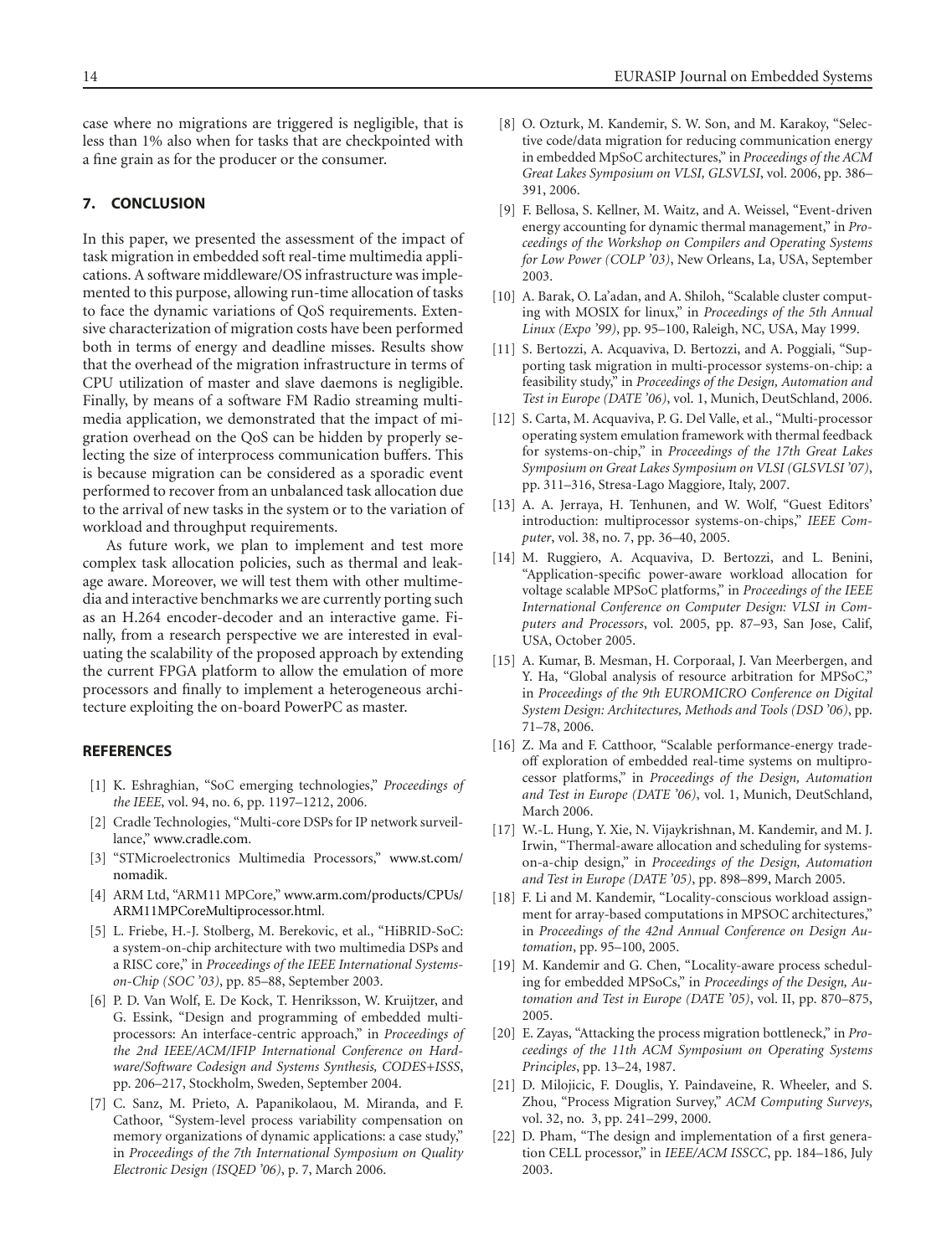case where no migrations are triggered is negligible, that is less than 1% also when for tasks that are checkpointed with a fine grain as for the producer or the consumer.

## 7. CONCLUSION

In this paper, we presented the assessment of the impact of task migration in embedded soft real-time multimedia applications. A software middleware/OS infrastructure was implemented to this purpose, allowing run-time allocation of tasks to face the dynamic variations of QoS requirements. Extensive characterization of migration costs have been performed both in terms of energy and deadline misses. Results show that the overhead of the migration infrastructure in terms of CPU utilization of master and slave daemons is negligible. Finally, by means of a software FM Radio streaming multimedia application, we demonstrated that the impact of migration overhead on the QoS can be hidden by properly selecting the size of interprocess communication buffers. This is because migration can be considered as a sporadic event performed to recover from an unbalanced task allocation due to the arrival of new tasks in the system or to the variation of workload and throughput requirements.

As future work, we plan to implement and test more complex task allocation policies, such as thermal and leakage aware. Moreover, we will test them with other multimedia and interactive benchmarks we are currently porting such as an H.264 encoder-decoder and an interactive game. Finally, from a research perspective we are interested in evaluating the scalability of the proposed approach by extending the current FPGA platform to allow the emulation of more processors and finally to implement a heterogeneous architecture exploiting the on-board PowerPC as master.

## REFERENCES

[1] K. Eshraghian, "SoC emerging technologies," *Proceedings of the IEEE*, vol. 94, no. 6, pp. 1197–1212, 2006.

[2] Cradle Technologies, "Multi-core DSPs for IP network surveillance," www.cradle.com.

[3] "STMicroelectronics Multimedia Processors," www.st.com/nomadik.

[4] ARM Ltd, "ARM11 MPCore," www.arm.com/products/CPUs/ARM11MPCoreMultiprocessor.html.

[5] L. Friebe, H.-J. Stolberg, M. Berekovic, et al., "HiBRID-SoC: a system-on-chip architecture with two multimedia DSPs and a RISC core," in *Proceedings of the IEEE International Systems-on-Chip (SOC '03)*, pp. 85–88, September 2003.

[6] P. D. Van Wolf, E. De Kock, T. Henriksson, W. Kruijtzer, and G. Essink, "Design and programming of embedded multiprocessors: An interface-centric approach," in *Proceedings of the 2nd IEEE/ACM/IFIP International Conference on Hardware/Software Codesign and Systems Synthesis, CODES+ISSS*, pp. 206–217, Stockholm, Sweden, September 2004.

[7] C. Sanz, M. Prieto, A. Papanikolaou, M. Miranda, and F. Cathoor, "System-level process variability compensation on memory organizations of dynamic applications: a case study," in *Proceedings of the 7th International Symposium on Quality Electronic Design (ISQED '06)*, p. 7, March 2006.

[8] O. Ozturk, M. Kandemir, S. W. Son, and M. Karakoy, "Selective code/data migration for reducing communication energy in embedded MpSoC architectures," in *Proceedings of the ACM Great Lakes Symposium on VLSI, GLSVLSI*, vol. 2006, pp. 386–391, 2006.

[9] F. Bellosa, S. Kellner, M. Waitz, and A. Weissel, "Event-driven energy accounting for dynamic thermal management," in *Proceedings of the Workshop on Compilers and Operating Systems for Low Power (COLP '03)*, New Orleans, La, USA, September 2003.

[10] A. Barak, O. La'adan, and A. Shiloh, "Scalable cluster computing with MOSIX for linux," in *Proceedings of the 5th Annual Linux (Expo '99)*, pp. 95–100, Raleigh, NC, USA, May 1999.

[11] S. Bertozzi, A. Acquaviva, D. Bertozzi, and A. Poggiali, "Supporting task migration in multi-processor systems-on-chip: a feasibility study," in *Proceedings of the Design, Automation and Test in Europe (DATE '06)*, vol. 1, Munich, DeutSchland, 2006.

[12] S. Carta, M. Acquaviva, P. G. Del Valle, et al., "Multi-processor operating system emulation framework with thermal feedback for systems-on-chip," in *Proceedings of the 17th Great Lakes Symposium on Great Lakes Symposium on VLSI (GLSVLSI '07)*, pp. 311–316, Stresa-Lago Maggiore, Italy, 2007.

[13] A. A. Jerraya, H. Tenhunen, and W. Wolf, "Guest Editors' introduction: multiprocessor systems-on-chips," *IEEE Computer*, vol. 38, no. 7, pp. 36–40, 2005.

[14] M. Ruggiero, A. Acquaviva, D. Bertozzi, and L. Benini, "Application-specific power-aware workload allocation for voltage scalable MPSoC platforms," in *Proceedings of the IEEE International Conference on Computer Design: VLSI in Computers and Processors*, vol. 2005, pp. 87–93, San Jose, Calif, USA, October 2005.

[15] A. Kumar, B. Mesman, H. Corporaal, J. Van Meerbergen, and Y. Ha, "Global analysis of resource arbitration for MPSoC," in *Proceedings of the 9th EUROMICRO Conference on Digital System Design: Architectures, Methods and Tools (DSD '06)*, pp. 71–78, 2006.

[16] Z. Ma and F. Catthoor, "Scalable performance-energy trade-off exploration of embedded real-time systems on multiprocessor platforms," in *Proceedings of the Design, Automation and Test in Europe (DATE '06)*, vol. 1, Munich, DeutSchland, March 2006.

[17] W.-L. Hung, Y. Xie, N. Vijaykrishnan, M. Kandemir, and M. J. Irwin, "Thermal-aware allocation and scheduling for systems-on-a-chip design," in *Proceedings of the Design, Automation and Test in Europe (DATE '05)*, pp. 898–899, March 2005.

[18] F. Li and M. Kandemir, "Locality-conscious workload assignment for array-based computations in MPSOC architectures," in *Proceedings of the 42nd Annual Conference on Design Automation*, pp. 95–100, 2005.

[19] M. Kandemir and G. Chen, "Locality-aware process scheduling for embedded MPSoCs," in *Proceedings of the Design, Automation and Test in Europe (DATE '05)*, vol. II, pp. 870–875, 2005.

[20] E. Zayas, "Attacking the process migration bottleneck," in *Proceedings of the 11th ACM Symposium on Operating Systems Principles*, pp. 13–24, 1987.

[21] D. Milojicic, F. Douglis, Y. Paindaveine, R. Wheeler, and S. Zhou, "Process Migration Survey," *ACM Computing Surveys*, vol. 32, no. 3, pp. 241–299, 2000.

[22] D. Pham, "The design and implementation of a first generation CELL processor," in *IEEE/ACM ISSCC*, pp. 184–186, July 2003.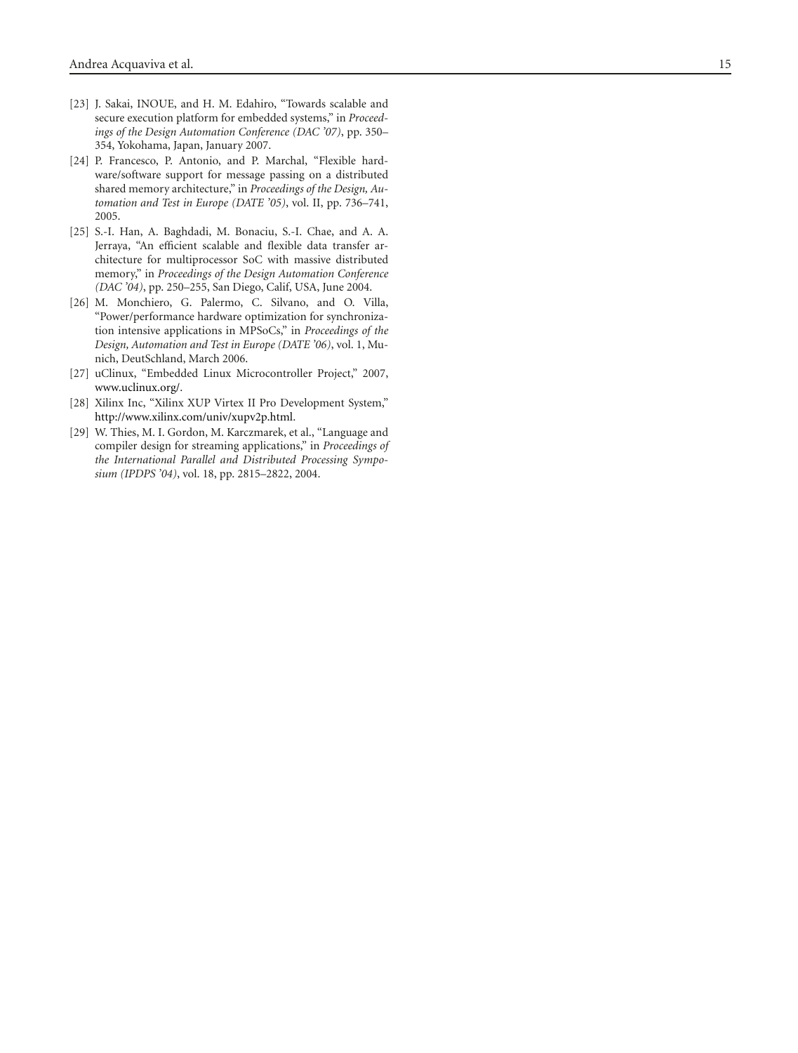[23] J. Sakai, INOUE, and H. M. Edahiro, "Towards scalable and secure execution platform for embedded systems," in *Proceedings of the Design Automation Conference (DAC '07)*, pp. 350–354, Yokohama, Japan, January 2007.

[24] P. Francesco, P. Antonio, and P. Marchal, "Flexible hardware/software support for message passing on a distributed shared memory architecture," in *Proceedings of the Design, Automation and Test in Europe (DATE '05)*, vol. II, pp. 736–741, 2005.

[25] S.-I. Han, A. Baghdadi, M. Bonaciu, S.-I. Chae, and A. A. Jerraya, "An efficient scalable and flexible data transfer architecture for multiprocessor SoC with massive distributed memory," in *Proceedings of the Design Automation Conference (DAC '04)*, pp. 250–255, San Diego, Calif, USA, June 2004.

[26] M. Monchiero, G. Palermo, C. Silvano, and O. Villa, "Power/performance hardware optimization for synchronization intensive applications in MPSoCs," in *Proceedings of the Design, Automation and Test in Europe (DATE '06)*, vol. 1, Munich, DeutSchland, March 2006.

[27] uClinux, "Embedded Linux Microcontroller Project," 2007, www.uclinux.org/.

[28] Xilinx Inc, "Xilinx XUP Virtex II Pro Development System," http://www.xilinx.com/univ/xupv2p.html.

[29] W. Thies, M. I. Gordon, M. Karczmarek, et al., "Language and compiler design for streaming applications," in *Proceedings of the International Parallel and Distributed Processing Symposium (IPDPS '04)*, vol. 18, pp. 2815–2822, 2004.